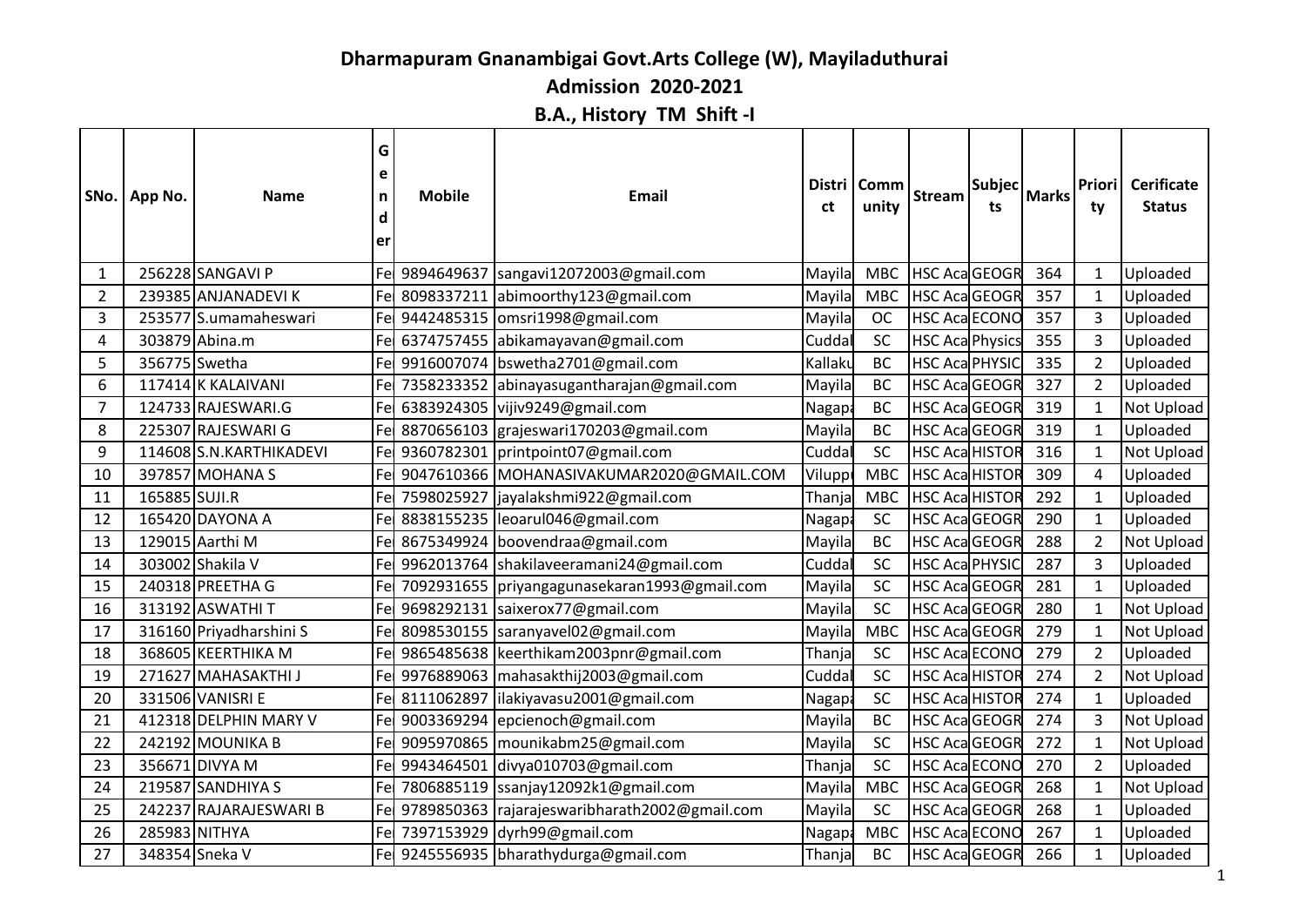# Dharmapuram Gnanambigai Govt.Arts College (W), Mayiladuthurai

## Admission 2020-2021

## B.A., History TM Shift -I

| SNo. | App No. | Name | Gender | Mobile | Email | District | Community | Stream | Subjects | Marks | Priority | Cerificate Status |
|---|---|---|---|---|---|---|---|---|---|---|---|---|
| 1 | 256228 | SANGAVI P | Fe | 9894649637 | sangavi12072003@gmail.com | Mayila | MBC | HSC Aca | GEOGR | 364 | 1 | Uploaded |
| 2 | 239385 | ANJANADEVI K | Fe | 8098337211 | abimoorthy123@gmail.com | Mayila | MBC | HSC Aca | GEOGR | 357 | 1 | Uploaded |
| 3 | 253577 | S.umamaheswari | Fe | 9442485315 | omsri1998@gmail.com | Mayila | OC | HSC Aca | ECONO | 357 | 3 | Uploaded |
| 4 | 303879 | Abina.m | Fe | 6374757455 | abikamayavan@gmail.com | Cuddal | SC | HSC Aca | Physics | 355 | 3 | Uploaded |
| 5 | 356775 | Swetha | Fe | 9916007074 | bswetha2701@gmail.com | Kallaku | BC | HSC Aca | PHYSIC | 335 | 2 | Uploaded |
| 6 | 117414 | K KALAIVANI | Fe | 7358233352 | abinayasugantharajan@gmail.com | Mayila | BC | HSC Aca | GEOGR | 327 | 2 | Uploaded |
| 7 | 124733 | RAJESWARI.G | Fe | 6383924305 | vijiv9249@gmail.com | Nagapa | BC | HSC Aca | GEOGR | 319 | 1 | Not Upload |
| 8 | 225307 | RAJESWARI G | Fe | 8870656103 | grajeswari170203@gmail.com | Mayila | BC | HSC Aca | GEOGR | 319 | 1 | Uploaded |
| 9 | 114608 | S.N.KARTHIKADEVI | Fe | 9360782301 | printpoint07@gmail.com | Cuddal | SC | HSC Aca | HISTOR | 316 | 1 | Not Upload |
| 10 | 397857 | MOHANA S | Fe | 9047610366 | MOHANASIVAKUMAR2020@GMAIL.COM | Vilupp | MBC | HSC Aca | HISTOR | 309 | 4 | Uploaded |
| 11 | 165885 | SUJI.R | Fe | 7598025927 | jayalakshmi922@gmail.com | Thanja | MBC | HSC Aca | HISTOR | 292 | 1 | Uploaded |
| 12 | 165420 | DAYONA A | Fe | 8838155235 | leoarul046@gmail.com | Nagapa | SC | HSC Aca | GEOGR | 290 | 1 | Uploaded |
| 13 | 129015 | Aarthi M | Fe | 8675349924 | boovendraa@gmail.com | Mayila | BC | HSC Aca | GEOGR | 288 | 2 | Not Upload |
| 14 | 303002 | Shakila V | Fe | 9962013764 | shakilaveeramani24@gmail.com | Cuddal | SC | HSC Aca | PHYSIC | 287 | 3 | Uploaded |
| 15 | 240318 | PREETHA G | Fe | 7092931655 | priyangagunasekaran1993@gmail.com | Mayila | SC | HSC Aca | GEOGR | 281 | 1 | Uploaded |
| 16 | 313192 | ASWATHI T | Fe | 9698292131 | saixerox77@gmail.com | Mayila | SC | HSC Aca | GEOGR | 280 | 1 | Not Upload |
| 17 | 316160 | Priyadharshini S | Fe | 8098530155 | saranyavel02@gmail.com | Mayila | MBC | HSC Aca | GEOGR | 279 | 1 | Not Upload |
| 18 | 368605 | KEERTHIKA M | Fe | 9865485638 | keerthikam2003pnr@gmail.com | Thanja | SC | HSC Aca | ECONO | 279 | 2 | Uploaded |
| 19 | 271627 | MAHASAKTHI J | Fe | 9976889063 | mahasakthij2003@gmail.com | Cuddal | SC | HSC Aca | HISTOR | 274 | 2 | Not Upload |
| 20 | 331506 | VANISRI E | Fe | 8111062897 | ilakiyavasu2001@gmail.com | Nagapa | SC | HSC Aca | HISTOR | 274 | 1 | Uploaded |
| 21 | 412318 | DELPHIN MARY V | Fe | 9003369294 | epcienoch@gmail.com | Mayila | BC | HSC Aca | GEOGR | 274 | 3 | Not Upload |
| 22 | 242192 | MOUNIKA B | Fe | 9095970865 | mounikabm25@gmail.com | Mayila | SC | HSC Aca | GEOGR | 272 | 1 | Not Upload |
| 23 | 356671 | DIVYA M | Fe | 9943464501 | divya010703@gmail.com | Thanja | SC | HSC Aca | ECONO | 270 | 2 | Uploaded |
| 24 | 219587 | SANDHIYA S | Fe | 7806885119 | ssanjay12092k1@gmail.com | Mayila | MBC | HSC Aca | GEOGR | 268 | 1 | Not Upload |
| 25 | 242237 | RAJARAJESWARI B | Fe | 9789850363 | rajarajeswaribharath2002@gmail.com | Mayila | SC | HSC Aca | GEOGR | 268 | 1 | Uploaded |
| 26 | 285983 | NITHYA | Fe | 7397153929 | dyrh99@gmail.com | Nagapa | MBC | HSC Aca | ECONO | 267 | 1 | Uploaded |
| 27 | 348354 | Sneka V | Fe | 9245556935 | bharathydurga@gmail.com | Thanja | BC | HSC Aca | GEOGR | 266 | 1 | Uploaded |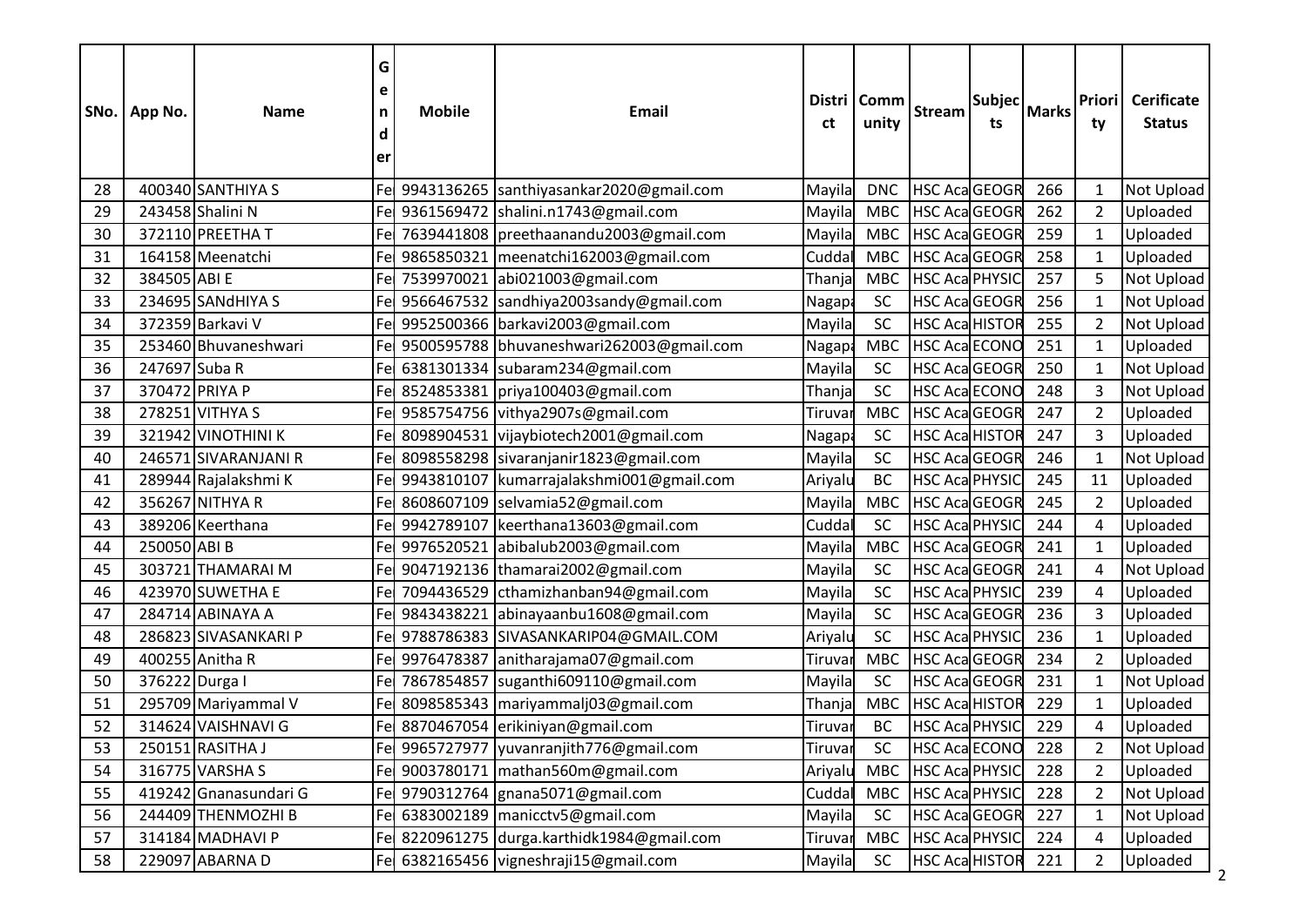| SNo. | App No. | Name | Gender | Mobile | Email | District | Community | Stream | Subjects | Marks | Priority | Cerificate Status |
|---|---|---|---|---|---|---|---|---|---|---|---|---|
| 28 | 400340 | SANTHIYA S | Fe | 9943136265 | santhiyasankar2020@gmail.com | Mayila | DNC | HSC Aca | GEOGR | 266 | 1 | Not Upload |
| 29 | 243458 | Shalini N | Fe | 9361569472 | shalini.n1743@gmail.com | Mayila | MBC | HSC Aca | GEOGR | 262 | 2 | Uploaded |
| 30 | 372110 | PREETHA T | Fe | 7639441808 | preethaanandu2003@gmail.com | Mayila | MBC | HSC Aca | GEOGR | 259 | 1 | Uploaded |
| 31 | 164158 | Meenatchi | Fe | 9865850321 | meenatchi162003@gmail.com | Cuddal | MBC | HSC Aca | GEOGR | 258 | 1 | Uploaded |
| 32 | 384505 | ABI E | Fe | 7539970021 | abi021003@gmail.com | Thanja | MBC | HSC Aca | PHYSIC | 257 | 5 | Not Upload |
| 33 | 234695 | SANdHIYA S | Fe | 9566467532 | sandhiya2003sandy@gmail.com | Nagapa | SC | HSC Aca | GEOGR | 256 | 1 | Not Upload |
| 34 | 372359 | Barkavi V | Fe | 9952500366 | barkavi2003@gmail.com | Mayila | SC | HSC Aca | HISTOR | 255 | 2 | Not Upload |
| 35 | 253460 | Bhuvaneshwari | Fe | 9500595788 | bhuvaneshwari262003@gmail.com | Nagapa | MBC | HSC Aca | ECONO | 251 | 1 | Uploaded |
| 36 | 247697 | Suba R | Fe | 6381301334 | subaram234@gmail.com | Mayila | SC | HSC Aca | GEOGR | 250 | 1 | Not Upload |
| 37 | 370472 | PRIYA P | Fe | 8524853381 | priya100403@gmail.com | Thanja | SC | HSC Aca | ECONO | 248 | 3 | Not Upload |
| 38 | 278251 | VITHYA S | Fe | 9585754756 | vithya2907s@gmail.com | Tiruvar | MBC | HSC Aca | GEOGR | 247 | 2 | Uploaded |
| 39 | 321942 | VINOTHINI K | Fe | 8098904531 | vijaybiotech2001@gmail.com | Nagapa | SC | HSC Aca | HISTOR | 247 | 3 | Uploaded |
| 40 | 246571 | SIVARANJANI R | Fe | 8098558298 | sivaranjanir1823@gmail.com | Mayila | SC | HSC Aca | GEOGR | 246 | 1 | Not Upload |
| 41 | 289944 | Rajalakshmi K | Fe | 9943810107 | kumarrajalakshmi001@gmail.com | Ariyalu | BC | HSC Aca | PHYSIC | 245 | 11 | Uploaded |
| 42 | 356267 | NITHYA R | Fe | 8608607109 | selvamia52@gmail.com | Mayila | MBC | HSC Aca | GEOGR | 245 | 2 | Uploaded |
| 43 | 389206 | Keerthana | Fe | 9942789107 | keerthana13603@gmail.com | Cuddal | SC | HSC Aca | PHYSIC | 244 | 4 | Uploaded |
| 44 | 250050 | ABI B | Fe | 9976520521 | abibalub2003@gmail.com | Mayila | MBC | HSC Aca | GEOGR | 241 | 1 | Uploaded |
| 45 | 303721 | THAMARAI M | Fe | 9047192136 | thamarai2002@gmail.com | Mayila | SC | HSC Aca | GEOGR | 241 | 4 | Not Upload |
| 46 | 423970 | SUWETHA E | Fe | 7094436529 | cthamizhanban94@gmail.com | Mayila | SC | HSC Aca | PHYSIC | 239 | 4 | Uploaded |
| 47 | 284714 | ABINAYA A | Fe | 9843438221 | abinayaanbu1608@gmail.com | Mayila | SC | HSC Aca | GEOGR | 236 | 3 | Uploaded |
| 48 | 286823 | SIVASANKARI P | Fe | 9788786383 | SIVASANKARIP04@GMAIL.COM | Ariyalu | SC | HSC Aca | PHYSIC | 236 | 1 | Uploaded |
| 49 | 400255 | Anitha R | Fe | 9976478387 | anitharajama07@gmail.com | Tiruvar | MBC | HSC Aca | GEOGR | 234 | 2 | Uploaded |
| 50 | 376222 | Durga I | Fe | 7867854857 | suganthi609110@gmail.com | Mayila | SC | HSC Aca | GEOGR | 231 | 1 | Not Upload |
| 51 | 295709 | Mariyammal V | Fe | 8098585343 | mariyammalj03@gmail.com | Thanja | MBC | HSC Aca | HISTOR | 229 | 1 | Uploaded |
| 52 | 314624 | VAISHNAVI G | Fe | 8870467054 | erikiniyan@gmail.com | Tiruvar | BC | HSC Aca | PHYSIC | 229 | 4 | Uploaded |
| 53 | 250151 | RASITHA J | Fe | 9965727977 | yuvanranjith776@gmail.com | Tiruvar | SC | HSC Aca | ECONO | 228 | 2 | Not Upload |
| 54 | 316775 | VARSHA S | Fe | 9003780171 | mathan560m@gmail.com | Ariyalu | MBC | HSC Aca | PHYSIC | 228 | 2 | Uploaded |
| 55 | 419242 | Gnanasundari G | Fe | 9790312764 | gnana5071@gmail.com | Cuddal | MBC | HSC Aca | PHYSIC | 228 | 2 | Not Upload |
| 56 | 244409 | THENMOZHI B | Fe | 6383002189 | manicctv5@gmail.com | Mayila | SC | HSC Aca | GEOGR | 227 | 1 | Not Upload |
| 57 | 314184 | MADHAVI P | Fe | 8220961275 | durga.karthidk1984@gmail.com | Tiruvar | MBC | HSC Aca | PHYSIC | 224 | 4 | Uploaded |
| 58 | 229097 | ABARNA D | Fe | 6382165456 | vigneshraji15@gmail.com | Mayila | SC | HSC Aca | HISTOR | 221 | 2 | Uploaded |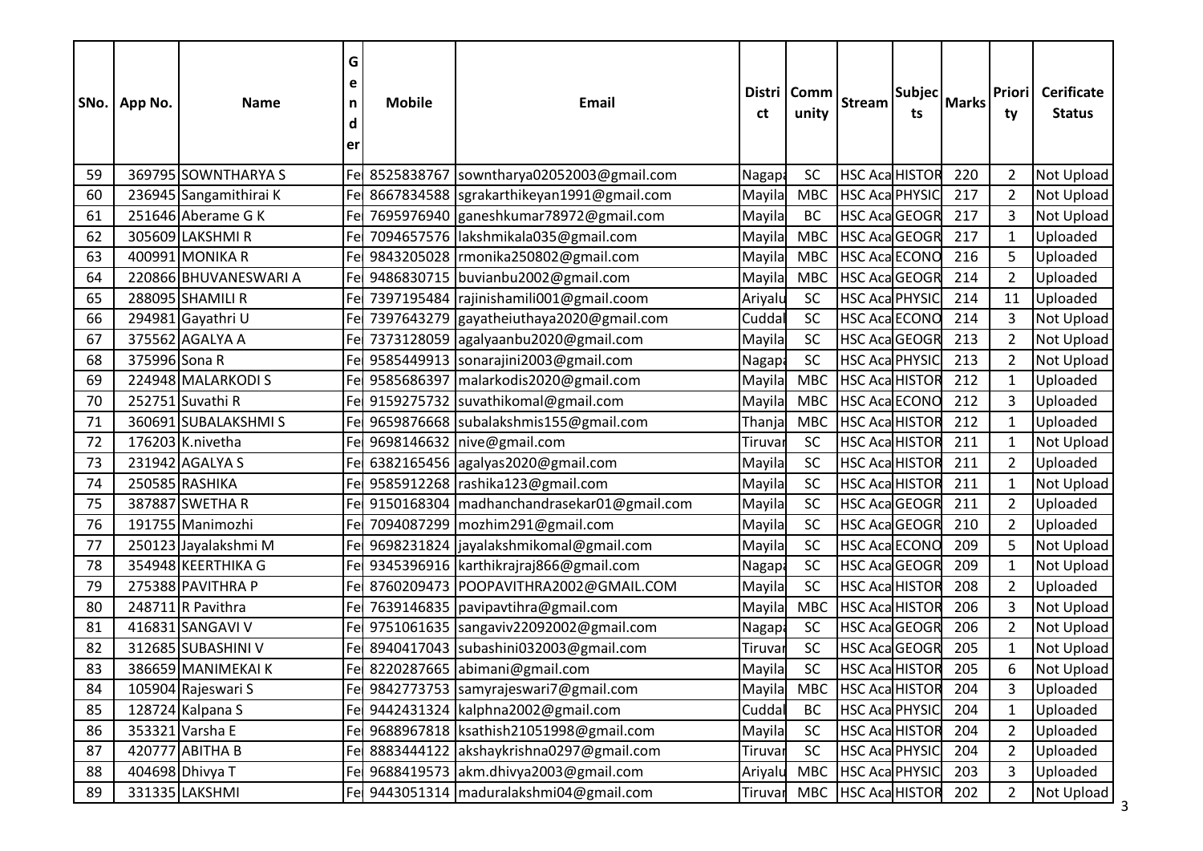| SNo. | App No. | Name | Gender | Mobile | Email | District | Community | Stream | Subjects | Marks | Priority | Cerificate Status |
|---|---|---|---|---|---|---|---|---|---|---|---|---|
| 59 | 369795 | SOWNTHARYA S | Fe | 8525838767 | sowntharya02052003@gmail.com | Nagapa | SC | HSC Aca | HISTOR | 220 | 2 | Not Upload |
| 60 | 236945 | Sangamithirai K | Fe | 8667834588 | sgrakarthikeyan1991@gmail.com | Mayila | MBC | HSC Aca | PHYSIC | 217 | 2 | Not Upload |
| 61 | 251646 | Aberame G K | Fe | 7695976940 | ganeshkumar78972@gmail.com | Mayila | BC | HSC Aca | GEOGR | 217 | 3 | Not Upload |
| 62 | 305609 | LAKSHMI R | Fe | 7094657576 | lakshmikala035@gmail.com | Mayila | MBC | HSC Aca | GEOGR | 217 | 1 | Uploaded |
| 63 | 400991 | MONIKA R | Fe | 9843205028 | rmonika250802@gmail.com | Mayila | MBC | HSC Aca | ECONO | 216 | 5 | Uploaded |
| 64 | 220866 | BHUVANESWARI A | Fe | 9486830715 | buvianbu2002@gmail.com | Mayila | MBC | HSC Aca | GEOGR | 214 | 2 | Uploaded |
| 65 | 288095 | SHAMILI R | Fe | 7397195484 | rajinishamili001@gmail.coom | Ariyalu | SC | HSC Aca | PHYSIC | 214 | 11 | Uploaded |
| 66 | 294981 | Gayathri U | Fe | 7397643279 | gayatheiuthaya2020@gmail.com | Cuddal | SC | HSC Aca | ECONO | 214 | 3 | Not Upload |
| 67 | 375562 | AGALYA A | Fe | 7373128059 | agalyaanbu2020@gmail.com | Mayila | SC | HSC Aca | GEOGR | 213 | 2 | Not Upload |
| 68 | 375996 | Sona R | Fe | 9585449913 | sonarajini2003@gmail.com | Nagapa | SC | HSC Aca | PHYSIC | 213 | 2 | Not Upload |
| 69 | 224948 | MALARKODI S | Fe | 9585686397 | malarkodis2020@gmail.com | Mayila | MBC | HSC Aca | HISTOR | 212 | 1 | Uploaded |
| 70 | 252751 | Suvathi R | Fe | 9159275732 | suvathikomal@gmail.com | Mayila | MBC | HSC Aca | ECONO | 212 | 3 | Uploaded |
| 71 | 360691 | SUBALAKSHMI S | Fe | 9659876668 | subalakshmis155@gmail.com | Thanja | MBC | HSC Aca | HISTOR | 212 | 1 | Uploaded |
| 72 | 176203 | K.nivetha | Fe | 9698146632 | nive@gmail.com | Tiruvar | SC | HSC Aca | HISTOR | 211 | 1 | Not Upload |
| 73 | 231942 | AGALYA S | Fe | 6382165456 | agalyas2020@gmail.com | Mayila | SC | HSC Aca | HISTOR | 211 | 2 | Uploaded |
| 74 | 250585 | RASHIKA | Fe | 9585912268 | rashika123@gmail.com | Mayila | SC | HSC Aca | HISTOR | 211 | 1 | Not Upload |
| 75 | 387887 | SWETHA R | Fe | 9150168304 | madhanchandrasekar01@gmail.com | Mayila | SC | HSC Aca | GEOGR | 211 | 2 | Uploaded |
| 76 | 191755 | Manimozhi | Fe | 7094087299 | mozhim291@gmail.com | Mayila | SC | HSC Aca | GEOGR | 210 | 2 | Uploaded |
| 77 | 250123 | Jayalakshmi M | Fe | 9698231824 | jayalakshmikomal@gmail.com | Mayila | SC | HSC Aca | ECONO | 209 | 5 | Not Upload |
| 78 | 354948 | KEERTHIKA G | Fe | 9345396916 | karthikrajraj866@gmail.com | Nagapa | SC | HSC Aca | GEOGR | 209 | 1 | Not Upload |
| 79 | 275388 | PAVITHRA P | Fe | 8760209473 | POOPAVITHRA2002@GMAIL.COM | Mayila | SC | HSC Aca | HISTOR | 208 | 2 | Uploaded |
| 80 | 248711 | R Pavithra | Fe | 7639146835 | pavipavtihra@gmail.com | Mayila | MBC | HSC Aca | HISTOR | 206 | 3 | Not Upload |
| 81 | 416831 | SANGAVI V | Fe | 9751061635 | sangaviv22092002@gmail.com | Nagapa | SC | HSC Aca | GEOGR | 206 | 2 | Not Upload |
| 82 | 312685 | SUBASHINI V | Fe | 8940417043 | subashini032003@gmail.com | Tiruvar | SC | HSC Aca | GEOGR | 205 | 1 | Not Upload |
| 83 | 386659 | MANIMEKAI K | Fe | 8220287665 | abimani@gmail.com | Mayila | SC | HSC Aca | HISTOR | 205 | 6 | Not Upload |
| 84 | 105904 | Rajeswari S | Fe | 9842773753 | samyrajeswari7@gmail.com | Mayila | MBC | HSC Aca | HISTOR | 204 | 3 | Uploaded |
| 85 | 128724 | Kalpana S | Fe | 9442431324 | kalphna2002@gmail.com | Cuddal | BC | HSC Aca | PHYSIC | 204 | 1 | Uploaded |
| 86 | 353321 | Varsha E | Fe | 9688967818 | ksathish21051998@gmail.com | Mayila | SC | HSC Aca | HISTOR | 204 | 2 | Uploaded |
| 87 | 420777 | ABITHA B | Fe | 8883444122 | akshaykrishna0297@gmail.com | Tiruvar | SC | HSC Aca | PHYSIC | 204 | 2 | Uploaded |
| 88 | 404698 | Dhivya T | Fe | 9688419573 | akm.dhivya2003@gmail.com | Ariyalu | MBC | HSC Aca | PHYSIC | 203 | 3 | Uploaded |
| 89 | 331335 | LAKSHMI | Fe | 9443051314 | maduralakshmi04@gmail.com | Tiruvar | MBC | HSC Aca | HISTOR | 202 | 2 | Not Upload |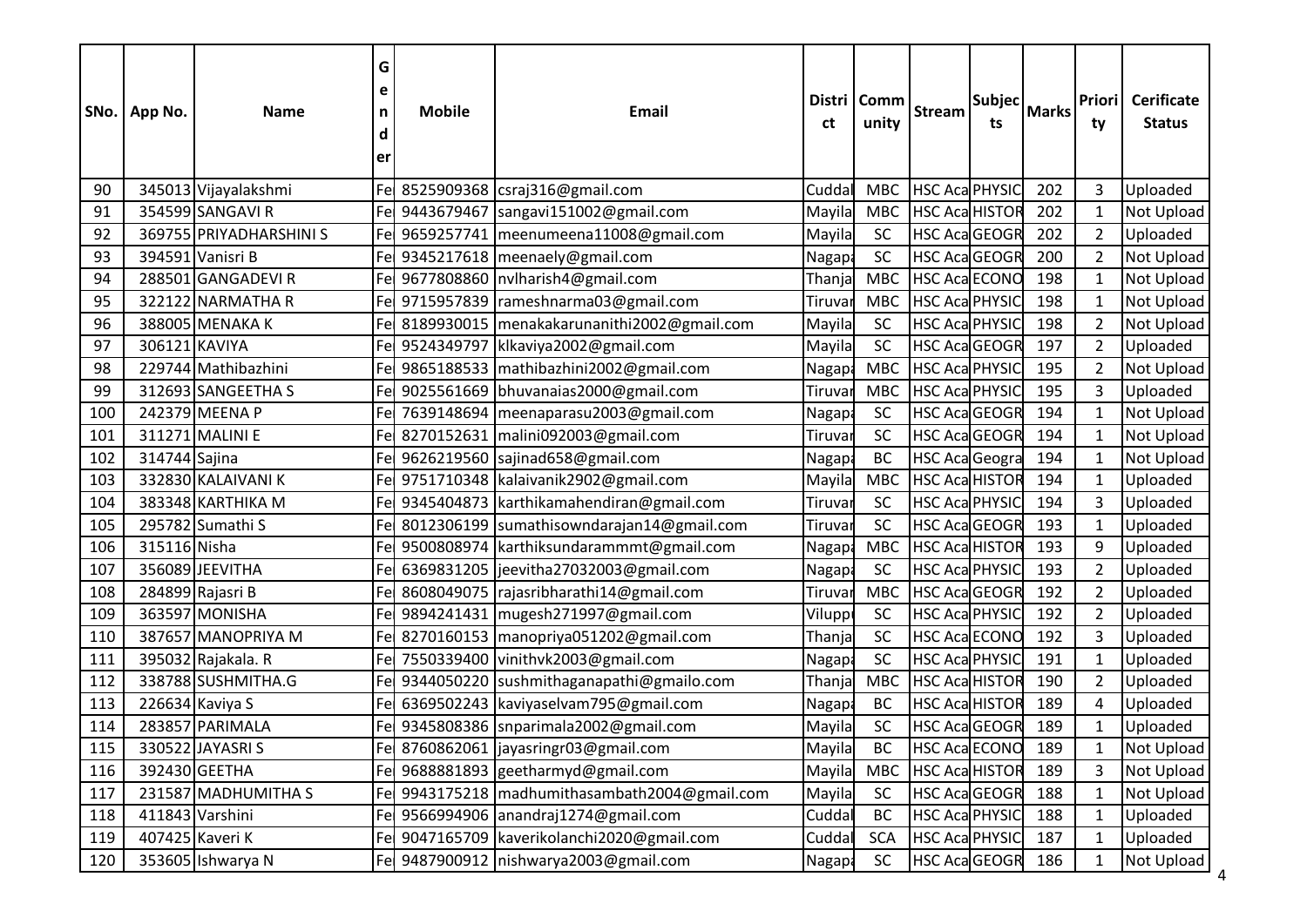| SNo. | App No. | Name | Gender | Mobile | Email | District | Community | Stream | Subjects | Marks | Priority | Cerificate Status |
|---|---|---|---|---|---|---|---|---|---|---|---|---|
| 90 | 345013 | Vijayalakshmi | Fe | 8525909368 | csraj316@gmail.com | Cuddal | MBC | HSC Aca | PHYSIC | 202 | 3 | Uploaded |
| 91 | 354599 | SANGAVI R | Fe | 9443679467 | sangavi151002@gmail.com | Mayila | MBC | HSC Aca | HISTOR | 202 | 1 | Not Upload |
| 92 | 369755 | PRIYADHARSHINI S | Fe | 9659257741 | meenumeena11008@gmail.com | Mayila | SC | HSC Aca | GEOGR | 202 | 2 | Uploaded |
| 93 | 394591 | Vanisri B | Fe | 9345217618 | meenaely@gmail.com | Nagap | SC | HSC Aca | GEOGR | 200 | 2 | Not Upload |
| 94 | 288501 | GANGADEVI R | Fe | 9677808860 | nvlharish4@gmail.com | Thanja | MBC | HSC Aca | ECONO | 198 | 1 | Not Upload |
| 95 | 322122 | NARMATHA R | Fe | 9715957839 | rameshnarma03@gmail.com | Tiruvar | MBC | HSC Aca | PHYSIC | 198 | 1 | Not Upload |
| 96 | 388005 | MENAKA K | Fe | 8189930015 | menakakarunanithi2002@gmail.com | Mayila | SC | HSC Aca | PHYSIC | 198 | 2 | Not Upload |
| 97 | 306121 | KAVIYA | Fe | 9524349797 | klkaviya2002@gmail.com | Mayila | SC | HSC Aca | GEOGR | 197 | 2 | Uploaded |
| 98 | 229744 | Mathibazhini | Fe | 9865188533 | mathibazhini2002@gmail.com | Nagap | MBC | HSC Aca | PHYSIC | 195 | 2 | Not Upload |
| 99 | 312693 | SANGEETHA S | Fe | 9025561669 | bhuvanaias2000@gmail.com | Tiruvar | MBC | HSC Aca | PHYSIC | 195 | 3 | Uploaded |
| 100 | 242379 | MEENA P | Fe | 7639148694 | meenaparasu2003@gmail.com | Nagap | SC | HSC Aca | GEOGR | 194 | 1 | Not Upload |
| 101 | 311271 | MALINI E | Fe | 8270152631 | malini092003@gmail.com | Tiruvar | SC | HSC Aca | GEOGR | 194 | 1 | Not Upload |
| 102 | 314744 | Sajina | Fe | 9626219560 | sajinad658@gmail.com | Nagap | BC | HSC Aca | Geogra | 194 | 1 | Not Upload |
| 103 | 332830 | KALAIVANI K | Fe | 9751710348 | kalaivanik2902@gmail.com | Mayila | MBC | HSC Aca | HISTOR | 194 | 1 | Uploaded |
| 104 | 383348 | KARTHIKA M | Fe | 9345404873 | karthikamahendiran@gmail.com | Tiruvar | SC | HSC Aca | PHYSIC | 194 | 3 | Uploaded |
| 105 | 295782 | Sumathi S | Fe | 8012306199 | sumathisowndarajan14@gmail.com | Tiruvar | SC | HSC Aca | GEOGR | 193 | 1 | Uploaded |
| 106 | 315116 | Nisha | Fe | 9500808974 | karthiksundarammmt@gmail.com | Nagap | MBC | HSC Aca | HISTOR | 193 | 9 | Uploaded |
| 107 | 356089 | JEEVITHA | Fe | 6369831205 | jeevitha27032003@gmail.com | Nagap | SC | HSC Aca | PHYSIC | 193 | 2 | Uploaded |
| 108 | 284899 | Rajasri B | Fe | 8608049075 | rajasribharathi14@gmail.com | Tiruvar | MBC | HSC Aca | GEOGR | 192 | 2 | Uploaded |
| 109 | 363597 | MONISHA | Fe | 9894241431 | mugesh271997@gmail.com | Vilupp | SC | HSC Aca | PHYSIC | 192 | 2 | Uploaded |
| 110 | 387657 | MANOPRIYA M | Fe | 8270160153 | manopriya051202@gmail.com | Thanja | SC | HSC Aca | ECONO | 192 | 3 | Uploaded |
| 111 | 395032 | Rajakala. R | Fe | 7550339400 | vinithvk2003@gmail.com | Nagap | SC | HSC Aca | PHYSIC | 191 | 1 | Uploaded |
| 112 | 338788 | SUSHMITHA.G | Fe | 9344050220 | sushmithaganapathi@gmailo.com | Thanja | MBC | HSC Aca | HISTOR | 190 | 2 | Uploaded |
| 113 | 226634 | Kaviya S | Fe | 6369502243 | kaviyaselvam795@gmail.com | Nagap | BC | HSC Aca | HISTOR | 189 | 4 | Uploaded |
| 114 | 283857 | PARIMALA | Fe | 9345808386 | snparimala2002@gmail.com | Mayila | SC | HSC Aca | GEOGR | 189 | 1 | Uploaded |
| 115 | 330522 | JAYASRI S | Fe | 8760862061 | jayasringr03@gmail.com | Mayila | BC | HSC Aca | ECONO | 189 | 1 | Not Upload |
| 116 | 392430 | GEETHA | Fe | 9688881893 | geetharmyd@gmail.com | Mayila | MBC | HSC Aca | HISTOR | 189 | 3 | Not Upload |
| 117 | 231587 | MADHUMITHA S | Fe | 9943175218 | madhumithasambath2004@gmail.com | Mayila | SC | HSC Aca | GEOGR | 188 | 1 | Not Upload |
| 118 | 411843 | Varshini | Fe | 9566994906 | anandraj1274@gmail.com | Cuddal | BC | HSC Aca | PHYSIC | 188 | 1 | Uploaded |
| 119 | 407425 | Kaveri K | Fe | 9047165709 | kaverikolanchi2020@gmail.com | Cuddal | SCA | HSC Aca | PHYSIC | 187 | 1 | Uploaded |
| 120 | 353605 | Ishwarya N | Fe | 9487900912 | nishwarya2003@gmail.com | Nagap | SC | HSC Aca | GEOGR | 186 | 1 | Not Upload |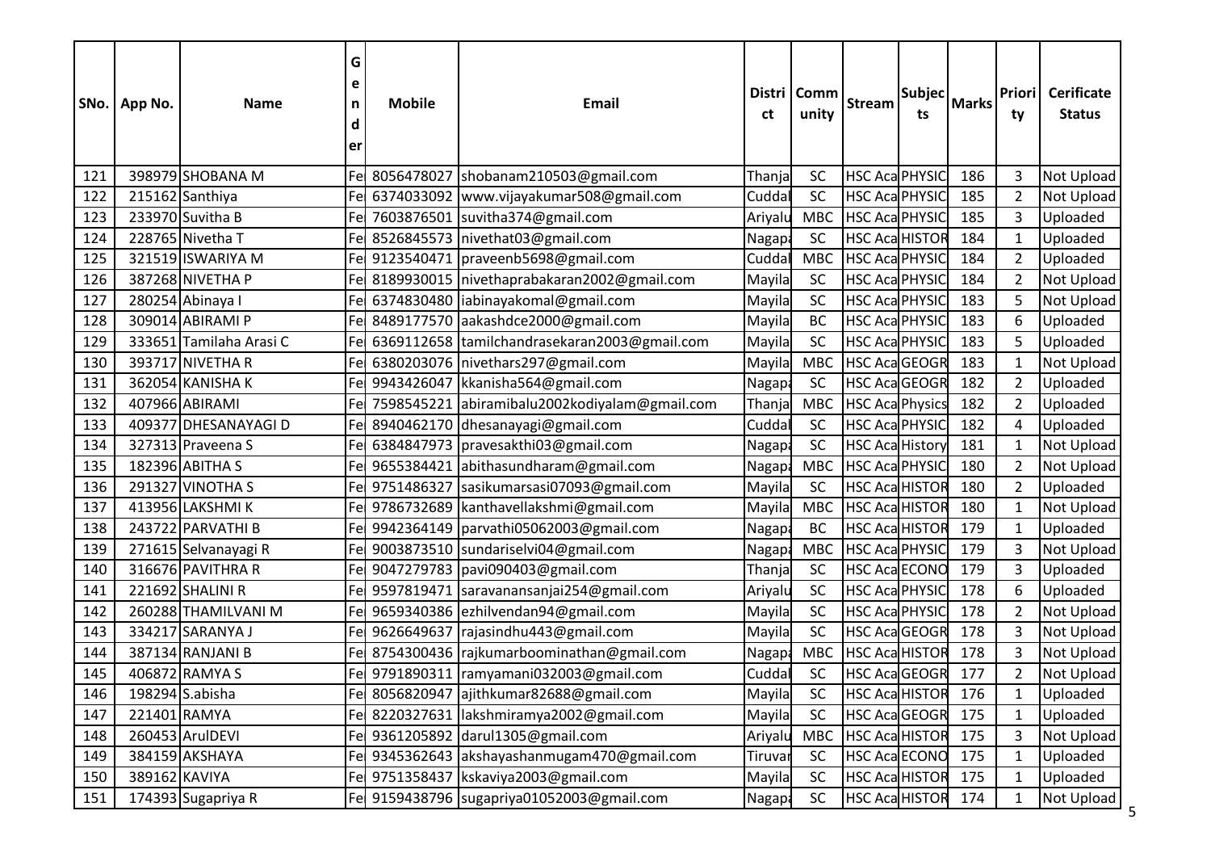| SNo. | App No. | Name | Gender | Mobile | Email | District | Community | Stream | Subjects | Marks | Priority | Cerificate Status |
|---|---|---|---|---|---|---|---|---|---|---|---|---|
| 121 | 398979 | SHOBANA M | Fe | 8056478027 | shobanam210503@gmail.com | Thanja | SC | HSC Aca | PHYSIC | 186 | 3 | Not Upload |
| 122 | 215162 | Santhiya | Fe | 6374033092 | www.vijayakumar508@gmail.com | Cuddal | SC | HSC Aca | PHYSIC | 185 | 2 | Not Upload |
| 123 | 233970 | Suvitha B | Fe | 7603876501 | suvitha374@gmail.com | Ariyalu | MBC | HSC Aca | PHYSIC | 185 | 3 | Uploaded |
| 124 | 228765 | Nivetha T | Fe | 8526845573 | nivethat03@gmail.com | Nagapa | SC | HSC Aca | HISTOR | 184 | 1 | Uploaded |
| 125 | 321519 | ISWARIYA M | Fe | 9123540471 | praveenb5698@gmail.com | Cuddal | MBC | HSC Aca | PHYSIC | 184 | 2 | Uploaded |
| 126 | 387268 | NIVETHA P | Fe | 8189930015 | nivethaprabakaran2002@gmail.com | Mayila | SC | HSC Aca | PHYSIC | 184 | 2 | Not Upload |
| 127 | 280254 | Abinaya I | Fe | 6374830480 | iabinayakomal@gmail.com | Mayila | SC | HSC Aca | PHYSIC | 183 | 5 | Not Upload |
| 128 | 309014 | ABIRAMI P | Fe | 8489177570 | aakashdce2000@gmail.com | Mayila | BC | HSC Aca | PHYSIC | 183 | 6 | Uploaded |
| 129 | 333651 | Tamilaha Arasi C | Fe | 6369112658 | tamilchandrasekaran2003@gmail.com | Mayila | SC | HSC Aca | PHYSIC | 183 | 5 | Uploaded |
| 130 | 393717 | NIVETHA R | Fe | 6380203076 | nivethars297@gmail.com | Mayila | MBC | HSC Aca | GEOGR | 183 | 1 | Not Upload |
| 131 | 362054 | KANISHA K | Fe | 9943426047 | kkanisha564@gmail.com | Nagapa | SC | HSC Aca | GEOGR | 182 | 2 | Uploaded |
| 132 | 407966 | ABIRAMI | Fe | 7598545221 | abiramibalu2002kodiyalam@gmail.com | Thanja | MBC | HSC Aca | Physics | 182 | 2 | Uploaded |
| 133 | 409377 | DHESANAYAGI D | Fe | 8940462170 | dhesanayagi@gmail.com | Cuddal | SC | HSC Aca | PHYSIC | 182 | 4 | Uploaded |
| 134 | 327313 | Praveena S | Fe | 6384847973 | pravesakthi03@gmail.com | Nagapa | SC | HSC Aca | History | 181 | 1 | Not Upload |
| 135 | 182396 | ABITHA S | Fe | 9655384421 | abithasundharam@gmail.com | Nagapa | MBC | HSC Aca | PHYSIC | 180 | 2 | Not Upload |
| 136 | 291327 | VINOTHA S | Fe | 9751486327 | sasikumarsasi07093@gmail.com | Mayila | SC | HSC Aca | HISTOR | 180 | 2 | Uploaded |
| 137 | 413956 | LAKSHMI K | Fe | 9786732689 | kanthavellakshmi@gmail.com | Mayila | MBC | HSC Aca | HISTOR | 180 | 1 | Not Upload |
| 138 | 243722 | PARVATHI B | Fe | 9942364149 | parvathi05062003@gmail.com | Nagapa | BC | HSC Aca | HISTOR | 179 | 1 | Uploaded |
| 139 | 271615 | Selvanayagi R | Fe | 9003873510 | sundariselvi04@gmail.com | Nagapa | MBC | HSC Aca | PHYSIC | 179 | 3 | Not Upload |
| 140 | 316676 | PAVITHRA R | Fe | 9047279783 | pavi090403@gmail.com | Thanja | SC | HSC Aca | ECONO | 179 | 3 | Uploaded |
| 141 | 221692 | SHALINI R | Fe | 9597819471 | saravanansanjai254@gmail.com | Ariyalu | SC | HSC Aca | PHYSIC | 178 | 6 | Uploaded |
| 142 | 260288 | THAMILVANI M | Fe | 9659340386 | ezhilvendan94@gmail.com | Mayila | SC | HSC Aca | PHYSIC | 178 | 2 | Not Upload |
| 143 | 334217 | SARANYA J | Fe | 9626649637 | rajasindhu443@gmail.com | Mayila | SC | HSC Aca | GEOGR | 178 | 3 | Not Upload |
| 144 | 387134 | RANJANI B | Fe | 8754300436 | rajkumarboominathan@gmail.com | Nagapa | MBC | HSC Aca | HISTOR | 178 | 3 | Not Upload |
| 145 | 406872 | RAMYA S | Fe | 9791890311 | ramyamani032003@gmail.com | Cuddal | SC | HSC Aca | GEOGR | 177 | 2 | Not Upload |
| 146 | 198294 | S.abisha | Fe | 8056820947 | ajithkumar82688@gmail.com | Mayila | SC | HSC Aca | HISTOR | 176 | 1 | Uploaded |
| 147 | 221401 | RAMYA | Fe | 8220327631 | lakshmiramya2002@gmail.com | Mayila | SC | HSC Aca | GEOGR | 175 | 1 | Uploaded |
| 148 | 260453 | ArulDEVI | Fe | 9361205892 | darul1305@gmail.com | Ariyalu | MBC | HSC Aca | HISTOR | 175 | 3 | Not Upload |
| 149 | 384159 | AKSHAYA | Fe | 9345362643 | akshayashanmugam470@gmail.com | Tiruvar | SC | HSC Aca | ECONO | 175 | 1 | Uploaded |
| 150 | 389162 | KAVIYA | Fe | 9751358437 | kskaviya2003@gmail.com | Mayila | SC | HSC Aca | HISTOR | 175 | 1 | Uploaded |
| 151 | 174393 | Sugapriya R | Fe | 9159438796 | sugapriya01052003@gmail.com | Nagapa | SC | HSC Aca | HISTOR | 174 | 1 | Not Upload |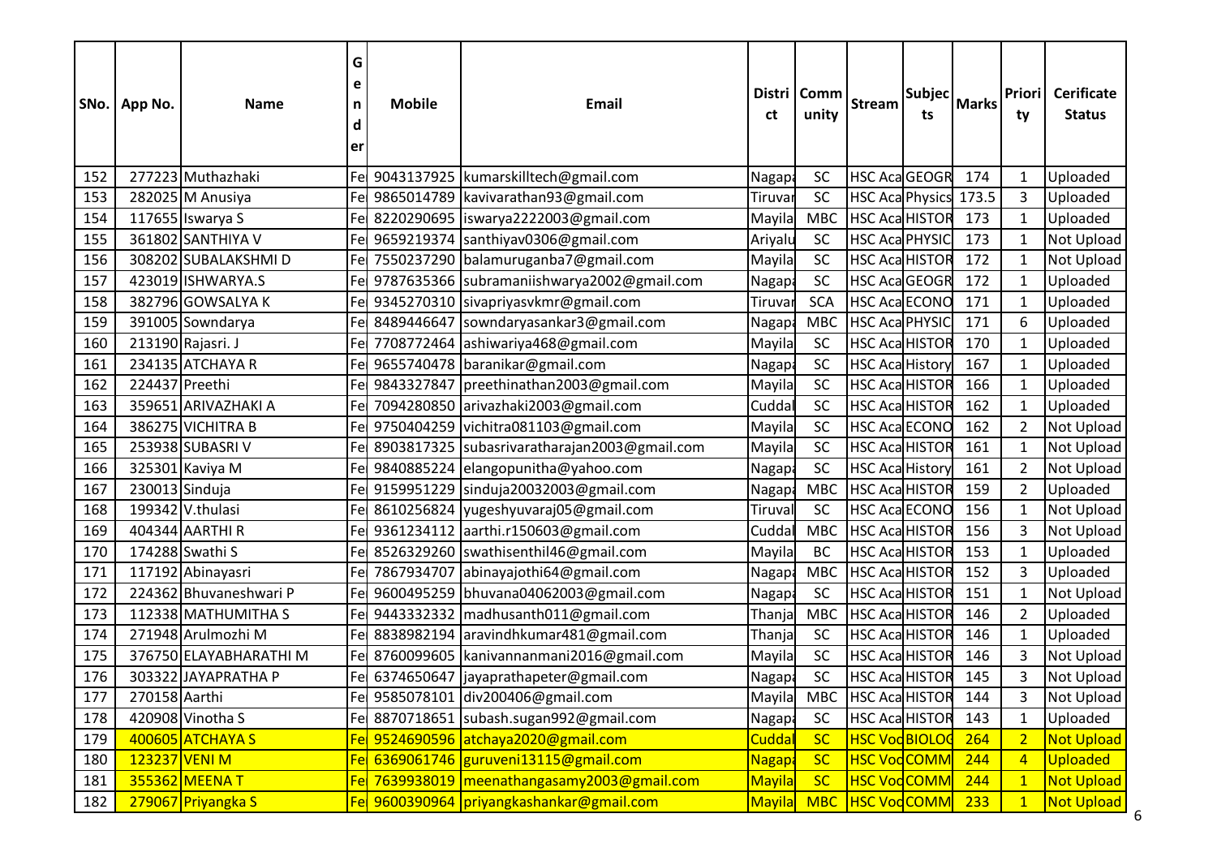| SNo. | App No. | Name | Gender | Mobile | Email | District | Community | Stream | Subjects | Marks | Priority | Cerificate Status |
|---|---|---|---|---|---|---|---|---|---|---|---|---|
| 152 | 277223 | Muthazhaki | Fe | 9043137925 | kumarskilltech@gmail.com | Nagapa | SC | HSC Aca | GEOGR | 174 | 1 | Uploaded |
| 153 | 282025 | M Anusiya | Fe | 9865014789 | kavivarathan93@gmail.com | Tiruvar | SC | HSC Aca | Physics | 173.5 | 3 | Uploaded |
| 154 | 117655 | Iswarya S | Fe | 8220290695 | iswarya2222003@gmail.com | Mayila | MBC | HSC Aca | HISTOR | 173 | 1 | Uploaded |
| 155 | 361802 | SANTHIYA V | Fe | 9659219374 | santhiyav0306@gmail.com | Ariyalu | SC | HSC Aca | PHYSIC | 173 | 1 | Not Upload |
| 156 | 308202 | SUBALAKSHMI D | Fe | 7550237290 | balamuruganba7@gmail.com | Mayila | SC | HSC Aca | HISTOR | 172 | 1 | Not Upload |
| 157 | 423019 | ISHWARYA.S | Fe | 9787635366 | subramaniishwarya2002@gmail.com | Nagapa | SC | HSC Aca | GEOGR | 172 | 1 | Uploaded |
| 158 | 382796 | GOWSALYA K | Fe | 9345270310 | sivapriyasvkmr@gmail.com | Tiruvar | SCA | HSC Aca | ECONO | 171 | 1 | Uploaded |
| 159 | 391005 | Sowndarya | Fe | 8489446647 | sowndaryasankar3@gmail.com | Nagapa | MBC | HSC Aca | PHYSIC | 171 | 6 | Uploaded |
| 160 | 213190 | Rajasri. J | Fe | 7708772464 | ashiwariya468@gmail.com | Mayila | SC | HSC Aca | HISTOR | 170 | 1 | Uploaded |
| 161 | 234135 | ATCHAYA R | Fe | 9655740478 | baranikar@gmail.com | Nagapa | SC | HSC Aca | History | 167 | 1 | Uploaded |
| 162 | 224437 | Preethi | Fe | 9843327847 | preethinathan2003@gmail.com | Mayila | SC | HSC Aca | HISTOR | 166 | 1 | Uploaded |
| 163 | 359651 | ARIVAZHAKI A | Fe | 7094280850 | arivazhaki2003@gmail.com | Cuddal | SC | HSC Aca | HISTOR | 162 | 1 | Uploaded |
| 164 | 386275 | VICHITRA B | Fe | 9750404259 | vichitra081103@gmail.com | Mayila | SC | HSC Aca | ECONO | 162 | 2 | Not Upload |
| 165 | 253938 | SUBASRI V | Fe | 8903817325 | subasrivaratharajan2003@gmail.com | Mayila | SC | HSC Aca | HISTOR | 161 | 1 | Not Upload |
| 166 | 325301 | Kaviya M | Fe | 9840885224 | elangopunitha@yahoo.com | Nagapa | SC | HSC Aca | History | 161 | 2 | Not Upload |
| 167 | 230013 | Sinduja | Fe | 9159951229 | sinduja20032003@gmail.com | Nagapa | MBC | HSC Aca | HISTOR | 159 | 2 | Uploaded |
| 168 | 199342 | V.thulasi | Fe | 8610256824 | yugeshyuvaraj05@gmail.com | Tiruval | SC | HSC Aca | ECONO | 156 | 1 | Not Upload |
| 169 | 404344 | AARTHI R | Fe | 9361234112 | aarthi.r150603@gmail.com | Cuddal | MBC | HSC Aca | HISTOR | 156 | 3 | Not Upload |
| 170 | 174288 | Swathi S | Fe | 8526329260 | swathisenthil46@gmail.com | Mayila | BC | HSC Aca | HISTOR | 153 | 1 | Uploaded |
| 171 | 117192 | Abinayasri | Fe | 7867934707 | abinayajothi64@gmail.com | Nagapa | MBC | HSC Aca | HISTOR | 152 | 3 | Uploaded |
| 172 | 224362 | Bhuvaneshwari P | Fe | 9600495259 | bhuvana04062003@gmail.com | Nagapa | SC | HSC Aca | HISTOR | 151 | 1 | Not Upload |
| 173 | 112338 | MATHUMITHA S | Fe | 9443332332 | madhusanth011@gmail.com | Thanja | MBC | HSC Aca | HISTOR | 146 | 2 | Uploaded |
| 174 | 271948 | Arulmozhi M | Fe | 8838982194 | aravindhkumar481@gmail.com | Thanja | SC | HSC Aca | HISTOR | 146 | 1 | Uploaded |
| 175 | 376750 | ELAYABHARATHI M | Fe | 8760099605 | kanivannanmani2016@gmail.com | Mayila | SC | HSC Aca | HISTOR | 146 | 3 | Not Upload |
| 176 | 303322 | JAYAPRATHA P | Fe | 6374650647 | jayaprathapeter@gmail.com | Nagapa | SC | HSC Aca | HISTOR | 145 | 3 | Not Upload |
| 177 | 270158 | Aarthi | Fe | 9585078101 | div200406@gmail.com | Mayila | MBC | HSC Aca | HISTOR | 144 | 3 | Not Upload |
| 178 | 420908 | Vinotha S | Fe | 8870718651 | subash.sugan992@gmail.com | Nagapa | SC | HSC Aca | HISTOR | 143 | 1 | Uploaded |
| 179 | 400605 | ATCHAYA S | Fe | 9524690596 | atchaya2020@gmail.com | Cuddal | SC | HSC Voc | BIOLOG | 264 | 2 | Not Upload |
| 180 | 123237 | VENI M | Fe | 6369061746 | guruveni13115@gmail.com | Nagapa | SC | HSC Voc | COMM | 244 | 4 | Uploaded |
| 181 | 355362 | MEENA T | Fe | 7639938019 | meenathangasamy2003@gmail.com | Mayila | SC | HSC Voc | COMM | 244 | 1 | Not Upload |
| 182 | 279067 | Priyangka S | Fe | 9600390964 | priyangkashankar@gmail.com | Mayila | MBC | HSC Voc | COMM | 233 | 1 | Not Upload |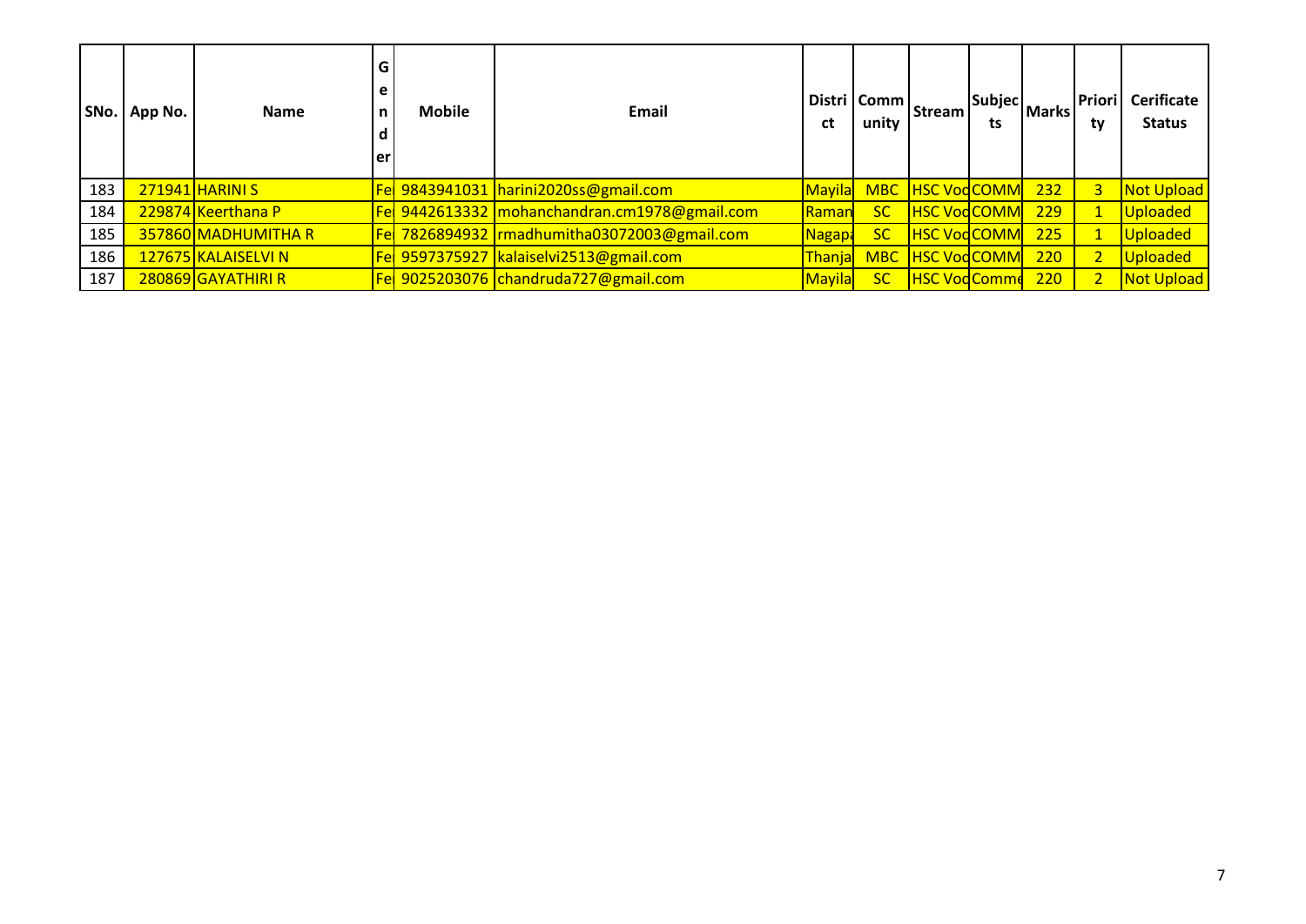| SNo. | App No. | Name | Gender | Mobile | Email | District | Community | Stream | Subjects | Marks | Priority | Cerificate Status |
|---|---|---|---|---|---|---|---|---|---|---|---|---|
| 183 | 271941 | HARINI S | Fe | 9843941031 | harini2020ss@gmail.com | Mayila | MBC | HSC Voc | COMM | 232 | 3 | Not Upload |
| 184 | 229874 | Keerthana P | Fe | 9442613332 | mohanchandran.cm1978@gmail.com | Raman | SC | HSC Voc | COMM | 229 | 1 | Uploaded |
| 185 | 357860 | MADHUMITHA R | Fe | 7826894932 | rmadhumitha03072003@gmail.com | Nagapa | SC | HSC Voc | COMM | 225 | 1 | Uploaded |
| 186 | 127675 | KALAISELVI N | Fe | 9597375927 | kalaiselvi2513@gmail.com | Thanja | MBC | HSC Voc | COMM | 220 | 2 | Uploaded |
| 187 | 280869 | GAYATHIRI R | Fe | 9025203076 | chandruda727@gmail.com | Mayila | SC | HSC Voc | Comme | 220 | 2 | Not Upload |